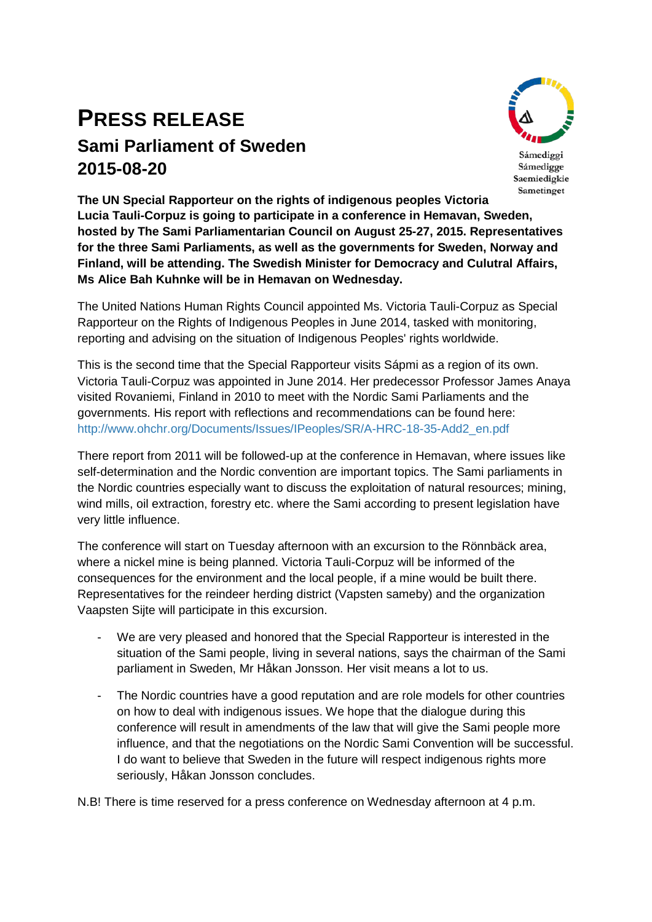# PRESS RELEASE

## Sami Parliament of Sweden

## 2015-08-20

Sámediggi
Sámedigge
Saemiedigkie
Sametinget

**The UN Special Rapporteur on the rights of indigenous peoples Victoria Lucia Tauli-Corpuz is going to participate in a conference in Hemavan, Sweden, hosted by The Sami Parliamentarian Council on August 25-27, 2015. Representatives for the three Sami Parliaments, as well as the governments for Sweden, Norway and Finland, will be attending. The Swedish Minister for Democracy and Culutral Affairs, Ms Alice Bah Kuhnke will be in Hemavan on Wednesday.**

The United Nations Human Rights Council appointed Ms. Victoria Tauli-Corpuz as Special Rapporteur on the Rights of Indigenous Peoples in June 2014, tasked with monitoring, reporting and advising on the situation of Indigenous Peoples' rights worldwide.

This is the second time that the Special Rapporteur visits Sápmi as a region of its own. Victoria Tauli-Corpuz was appointed in June 2014. Her predecessor Professor James Anaya visited Rovaniemi, Finland in 2010 to meet with the Nordic Sami Parliaments and the governments. His report with reflections and recommendations can be found here: http://www.ohchr.org/Documents/Issues/IPeoples/SR/A-HRC-18-35-Add2_en.pdf

There report from 2011 will be followed-up at the conference in Hemavan, where issues like self-determination and the Nordic convention are important topics. The Sami parliaments in the Nordic countries especially want to discuss the exploitation of natural resources; mining, wind mills, oil extraction, forestry etc. where the Sami according to present legislation have very little influence.

The conference will start on Tuesday afternoon with an excursion to the Rönnbäck area, where a nickel mine is being planned. Victoria Tauli-Corpuz will be informed of the consequences for the environment and the local people, if a mine would be built there. Representatives for the reindeer herding district (Vapsten sameby) and the organization Vaapsten Sijte will participate in this excursion.

- We are very pleased and honored that the Special Rapporteur is interested in the situation of the Sami people, living in several nations, says the chairman of the Sami parliament in Sweden, Mr Håkan Jonsson. Her visit means a lot to us.

- The Nordic countries have a good reputation and are role models for other countries on how to deal with indigenous issues. We hope that the dialogue during this conference will result in amendments of the law that will give the Sami people more influence, and that the negotiations on the Nordic Sami Convention will be successful. I do want to believe that Sweden in the future will respect indigenous rights more seriously, Håkan Jonsson concludes.

N.B! There is time reserved for a press conference on Wednesday afternoon at 4 p.m.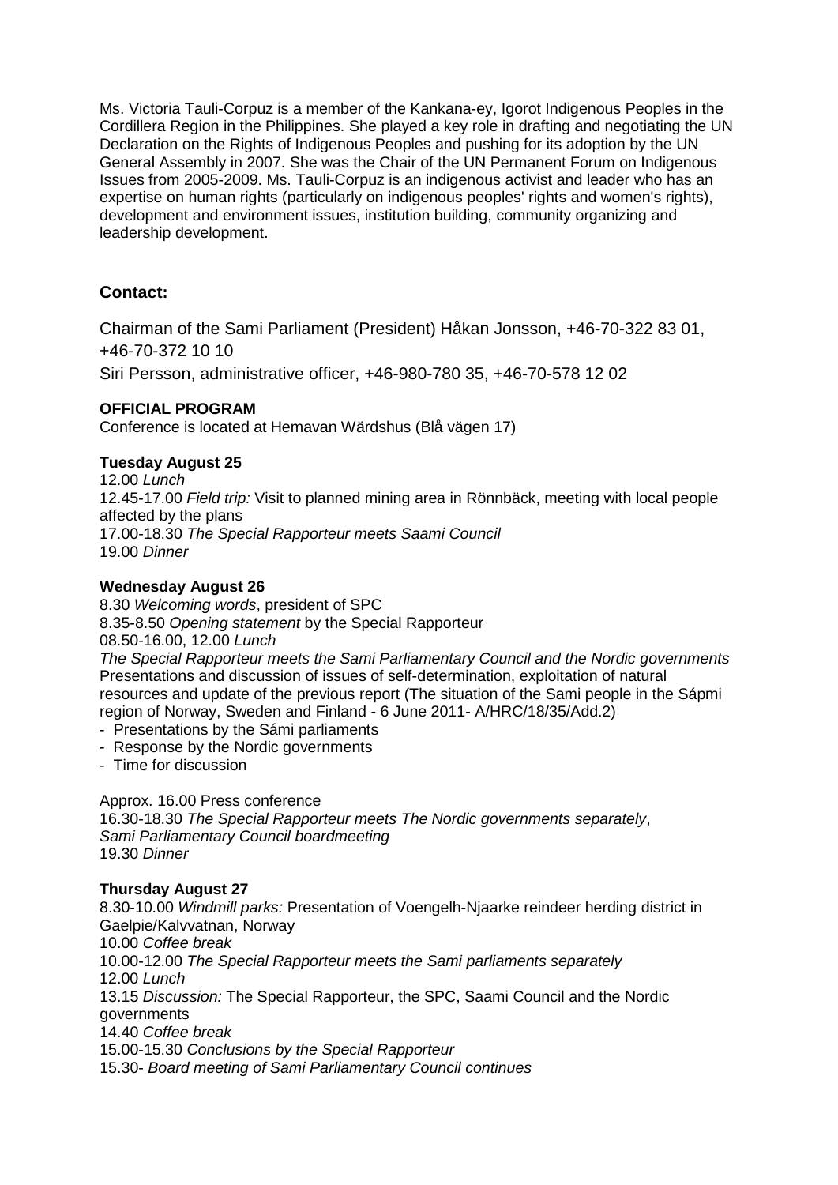Ms. Victoria Tauli-Corpuz is a member of the Kankana-ey, Igorot Indigenous Peoples in the Cordillera Region in the Philippines. She played a key role in drafting and negotiating the UN Declaration on the Rights of Indigenous Peoples and pushing for its adoption by the UN General Assembly in 2007. She was the Chair of the UN Permanent Forum on Indigenous Issues from 2005-2009. Ms. Tauli-Corpuz is an indigenous activist and leader who has an expertise on human rights (particularly on indigenous peoples' rights and women's rights), development and environment issues, institution building, community organizing and leadership development.

### Contact:

Chairman of the Sami Parliament (President) Håkan Jonsson, +46-70-322 83 01, +46-70-372 10 10
Siri Persson, administrative officer, +46-980-780 35, +46-70-578 12 02

**OFFICIAL PROGRAM**
Conference is located at Hemavan Wärdshus (Blå vägen 17)

**Tuesday August 25**
12.00 *Lunch*
12.45-17.00 *Field trip:* Visit to planned mining area in Rönnbäck, meeting with local people affected by the plans
17.00-18.30 *The Special Rapporteur meets Saami Council*
19.00 *Dinner*

**Wednesday August 26**
8.30 *Welcoming words*, president of SPC
8.35-8.50 *Opening statement* by the Special Rapporteur
08.50-16.00, 12.00 *Lunch*
*The Special Rapporteur meets the Sami Parliamentary Council and the Nordic governments*
Presentations and discussion of issues of self-determination, exploitation of natural resources and update of the previous report (The situation of the Sami people in the Sápmi region of Norway, Sweden and Finland - 6 June 2011- A/HRC/18/35/Add.2)
- Presentations by the Sámi parliaments
- Response by the Nordic governments
- Time for discussion

Approx. 16.00 Press conference
16.30-18.30 *The Special Rapporteur meets The Nordic governments separately*, *Sami Parliamentary Council boardmeeting*
19.30 *Dinner*

**Thursday August 27**
8.30-10.00 *Windmill parks:* Presentation of Voengelh-Njaarke reindeer herding district in Gaelpie/Kalvvatnan, Norway
10.00 *Coffee break*
10.00-12.00 *The Special Rapporteur meets the Sami parliaments separately*
12.00 *Lunch*
13.15 *Discussion:* The Special Rapporteur, the SPC, Saami Council and the Nordic governments
14.40 *Coffee break*
15.00-15.30 *Conclusions by the Special Rapporteur*
15.30- *Board meeting of Sami Parliamentary Council continues*